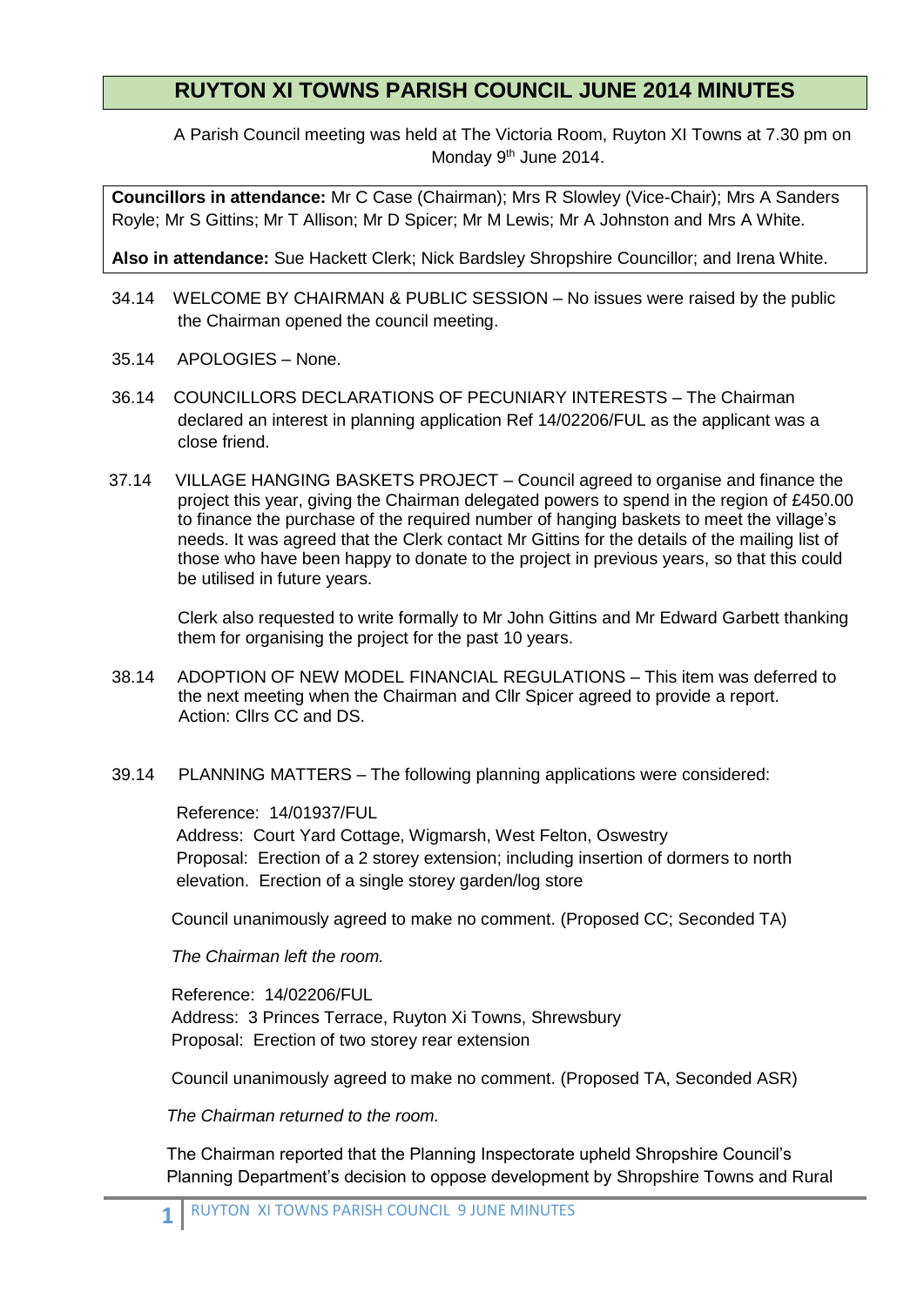# RUYTON XI TOWNS PARISH COUNCIL JUNE 2014 MINUTES

A Parish Council meeting was held at The Victoria Room, Ruyton XI Towns at 7.30 pm on Monday 9th June 2014.

**Councillors in attendance:** Mr C Case (Chairman); Mrs R Slowley (Vice-Chair); Mrs A Sanders Royle; Mr S Gittins; Mr T Allison; Mr D Spicer; Mr M Lewis; Mr A Johnston and Mrs A White.

**Also in attendance:** Sue Hackett Clerk; Nick Bardsley Shropshire Councillor; and Irena White.

34.14 WELCOME BY CHAIRMAN & PUBLIC SESSION – No issues were raised by the public the Chairman opened the council meeting.

35.14 APOLOGIES – None.

36.14 COUNCILLORS DECLARATIONS OF PECUNIARY INTERESTS – The Chairman declared an interest in planning application Ref 14/02206/FUL as the applicant was a close friend.

37.14 VILLAGE HANGING BASKETS PROJECT – Council agreed to organise and finance the project this year, giving the Chairman delegated powers to spend in the region of £450.00 to finance the purchase of the required number of hanging baskets to meet the village's needs. It was agreed that the Clerk contact Mr Gittins for the details of the mailing list of those who have been happy to donate to the project in previous years, so that this could be utilised in future years.

Clerk also requested to write formally to Mr John Gittins and Mr Edward Garbett thanking them for organising the project for the past 10 years.

38.14 ADOPTION OF NEW MODEL FINANCIAL REGULATIONS – This item was deferred to the next meeting when the Chairman and Cllr Spicer agreed to provide a report. Action: Cllrs CC and DS.

39.14 PLANNING MATTERS – The following planning applications were considered:

Reference: 14/01937/FUL
Address: Court Yard Cottage, Wigmarsh, West Felton, Oswestry
Proposal: Erection of a 2 storey extension; including insertion of dormers to north elevation. Erection of a single storey garden/log store

Council unanimously agreed to make no comment. (Proposed CC; Seconded TA)

*The Chairman left the room.*

Reference: 14/02206/FUL
Address: 3 Princes Terrace, Ruyton Xi Towns, Shrewsbury
Proposal: Erection of two storey rear extension

Council unanimously agreed to make no comment. (Proposed TA, Seconded ASR)

*The Chairman returned to the room.*

The Chairman reported that the Planning Inspectorate upheld Shropshire Council's Planning Department's decision to oppose development by Shropshire Towns and Rural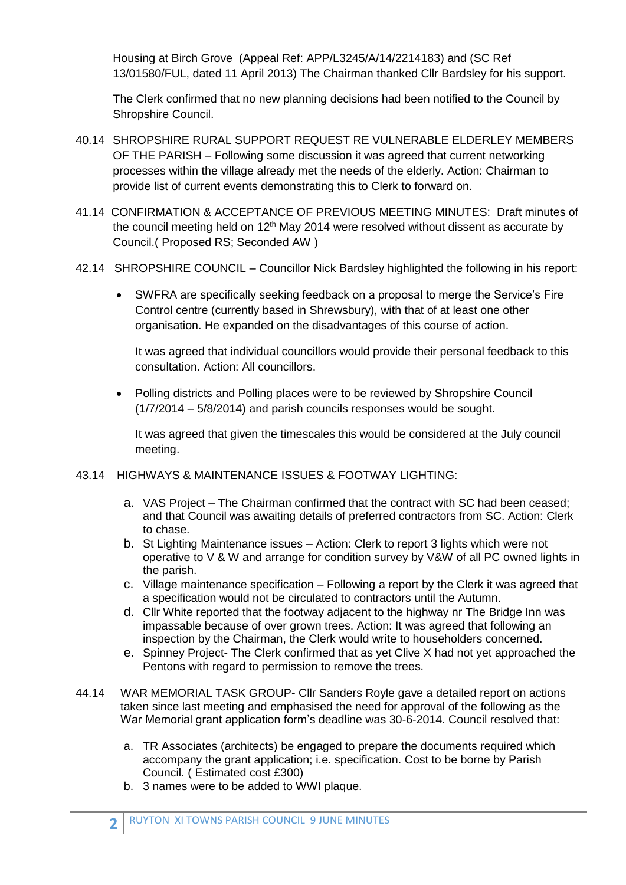Housing at Birch Grove (Appeal Ref: APP/L3245/A/14/2214183) and (SC Ref 13/01580/FUL, dated 11 April 2013) The Chairman thanked Cllr Bardsley for his support.

The Clerk confirmed that no new planning decisions had been notified to the Council by Shropshire Council.

40.14 SHROPSHIRE RURAL SUPPORT REQUEST RE VULNERABLE ELDERLEY MEMBERS OF THE PARISH – Following some discussion it was agreed that current networking processes within the village already met the needs of the elderly. Action: Chairman to provide list of current events demonstrating this to Clerk to forward on.

41.14 CONFIRMATION & ACCEPTANCE OF PREVIOUS MEETING MINUTES: Draft minutes of the council meeting held on 12th May 2014 were resolved without dissent as accurate by Council.( Proposed RS; Seconded AW )

42.14 SHROPSHIRE COUNCIL – Councillor Nick Bardsley highlighted the following in his report:

- SWFRA are specifically seeking feedback on a proposal to merge the Service's Fire Control centre (currently based in Shrewsbury), with that of at least one other organisation. He expanded on the disadvantages of this course of action.

  It was agreed that individual councillors would provide their personal feedback to this consultation. Action: All councillors.

- Polling districts and Polling places were to be reviewed by Shropshire Council (1/7/2014 – 5/8/2014) and parish councils responses would be sought.

  It was agreed that given the timescales this would be considered at the July council meeting.

43.14 HIGHWAYS & MAINTENANCE ISSUES & FOOTWAY LIGHTING:

a. VAS Project – The Chairman confirmed that the contract with SC had been ceased; and that Council was awaiting details of preferred contractors from SC. Action: Clerk to chase.
b. St Lighting Maintenance issues – Action: Clerk to report 3 lights which were not operative to V & W and arrange for condition survey by V&W of all PC owned lights in the parish.
c. Village maintenance specification – Following a report by the Clerk it was agreed that a specification would not be circulated to contractors until the Autumn.
d. Cllr White reported that the footway adjacent to the highway nr The Bridge Inn was impassable because of over grown trees. Action: It was agreed that following an inspection by the Chairman, the Clerk would write to householders concerned.
e. Spinney Project- The Clerk confirmed that as yet Clive X had not yet approached the Pentons with regard to permission to remove the trees.

44.14 WAR MEMORIAL TASK GROUP- Cllr Sanders Royle gave a detailed report on actions taken since last meeting and emphasised the need for approval of the following as the War Memorial grant application form's deadline was 30-6-2014. Council resolved that:

a. TR Associates (architects) be engaged to prepare the documents required which accompany the grant application; i.e. specification. Cost to be borne by Parish Council. ( Estimated cost £300)
b. 3 names were to be added to WWI plaque.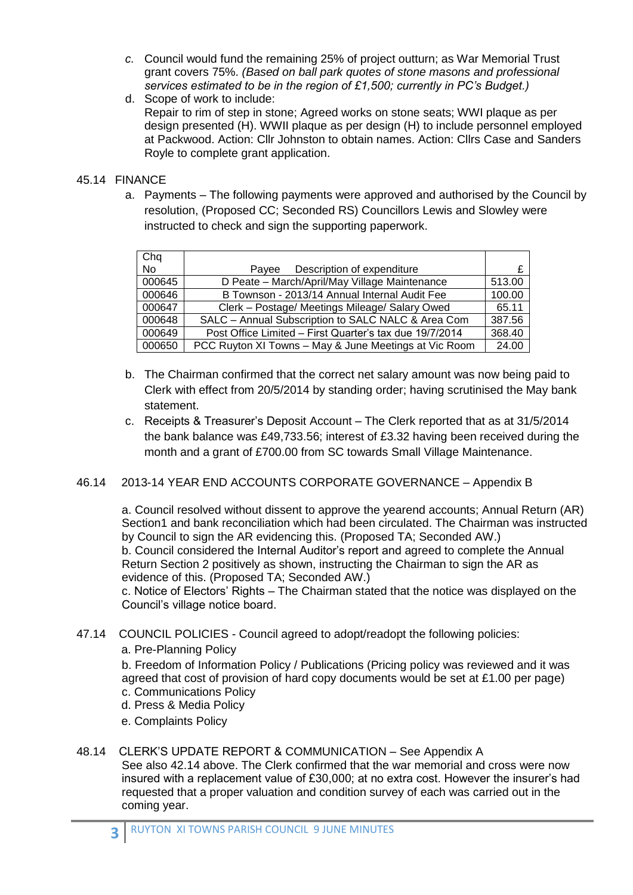c. Council would fund the remaining 25% of project outturn; as War Memorial Trust grant covers 75%. *(Based on ball park quotes of stone masons and professional services estimated to be in the region of £1,500; currently in PC's Budget.)*

d. Scope of work to include:
Repair to rim of step in stone; Agreed works on stone seats; WWI plaque as per design presented (H). WWII plaque as per design (H) to include personnel employed at Packwood. Action: Cllr Johnston to obtain names. Action: Cllrs Case and Sanders Royle to complete grant application.

45.14 FINANCE

a. Payments – The following payments were approved and authorised by the Council by resolution, (Proposed CC; Seconded RS) Councillors Lewis and Slowley were instructed to check and sign the supporting paperwork.

| Chq No | Payee Description of expenditure | £ |
|---|---|---|
| 000645 | D Peate – March/April/May Village Maintenance | 513.00 |
| 000646 | B Townson - 2013/14 Annual Internal Audit Fee | 100.00 |
| 000647 | Clerk – Postage/ Meetings Mileage/ Salary Owed | 65.11 |
| 000648 | SALC – Annual Subscription to SALC NALC & Area Com | 387.56 |
| 000649 | Post Office Limited – First Quarter's tax due 19/7/2014 | 368.40 |
| 000650 | PCC Ruyton XI Towns – May & June Meetings at Vic Room | 24.00 |

b. The Chairman confirmed that the correct net salary amount was now being paid to Clerk with effect from 20/5/2014 by standing order; having scrutinised the May bank statement.

c. Receipts & Treasurer's Deposit Account – The Clerk reported that as at 31/5/2014 the bank balance was £49,733.56; interest of £3.32 having been received during the month and a grant of £700.00 from SC towards Small Village Maintenance.

46.14 2013-14 YEAR END ACCOUNTS CORPORATE GOVERNANCE – Appendix B

a. Council resolved without dissent to approve the yearend accounts; Annual Return (AR) Section1 and bank reconciliation which had been circulated. The Chairman was instructed by Council to sign the AR evidencing this. (Proposed TA; Seconded AW.)
b. Council considered the Internal Auditor's report and agreed to complete the Annual Return Section 2 positively as shown, instructing the Chairman to sign the AR as evidence of this. (Proposed TA; Seconded AW.)
c. Notice of Electors' Rights – The Chairman stated that the notice was displayed on the Council's village notice board.

47.14 COUNCIL POLICIES - Council agreed to adopt/readopt the following policies:

a. Pre-Planning Policy
b. Freedom of Information Policy / Publications (Pricing policy was reviewed and it was agreed that cost of provision of hard copy documents would be set at £1.00 per page)
c. Communications Policy
d. Press & Media Policy
e. Complaints Policy

48.14 CLERK'S UPDATE REPORT & COMMUNICATION – See Appendix A
See also 42.14 above. The Clerk confirmed that the war memorial and cross were now insured with a replacement value of £30,000; at no extra cost. However the insurer's had requested that a proper valuation and condition survey of each was carried out in the coming year.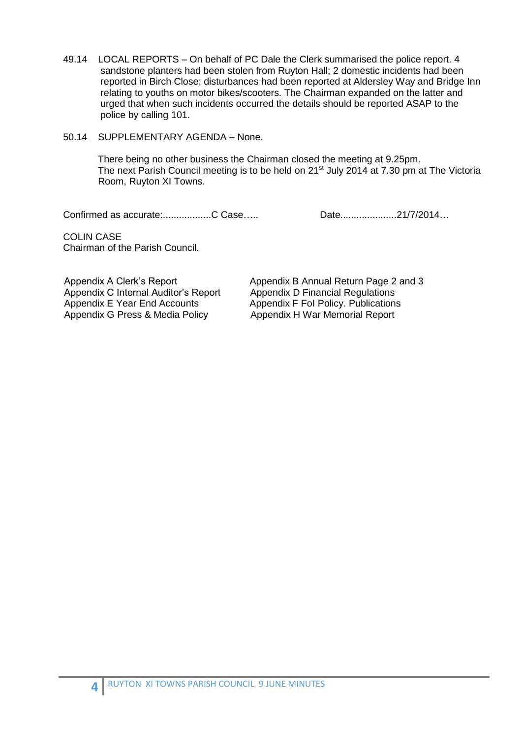49.14 LOCAL REPORTS – On behalf of PC Dale the Clerk summarised the police report. 4 sandstone planters had been stolen from Ruyton Hall; 2 domestic incidents had been reported in Birch Close; disturbances had been reported at Aldersley Way and Bridge Inn relating to youths on motor bikes/scooters. The Chairman expanded on the latter and urged that when such incidents occurred the details should be reported ASAP to the police by calling 101.

50.14 SUPPLEMENTARY AGENDA – None.

There being no other business the Chairman closed the meeting at 9.25pm. The next Parish Council meeting is to be held on 21st July 2014 at 7.30 pm at The Victoria Room, Ruyton XI Towns.

Confirmed as accurate:..................C Case….. Date.....................21/7/2014…

COLIN CASE
Chairman of the Parish Council.

Appendix A Clerk's Report
Appendix B Annual Return Page 2 and 3
Appendix C Internal Auditor's Report
Appendix D Financial Regulations
Appendix E Year End Accounts
Appendix F FoI Policy. Publications
Appendix G Press & Media Policy
Appendix H War Memorial Report